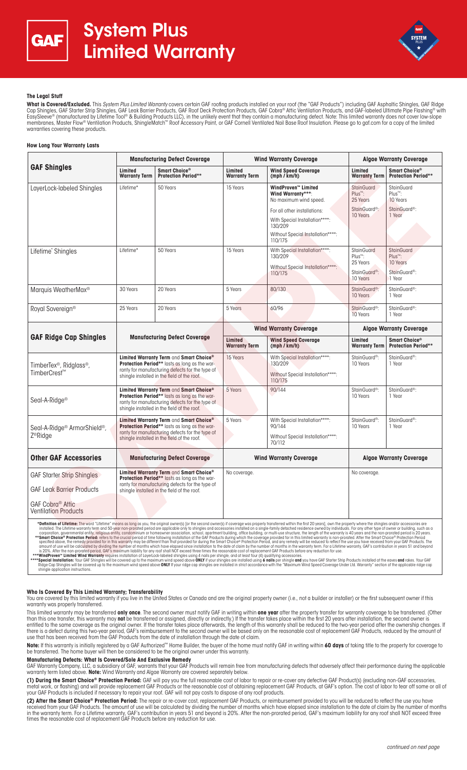# System Plus Limited Warranty

### The Legal Stuff

**What is Covered/Excluded.** This *System Plus Limited Warranty* covers certain GAF roofing products installed on your roof (the "GAF Products") including GAF Asphaltic Shingles, GAF Ridge Cap Shingles, GAF Starter Strip Shingles, GAF Leak Barrier Products, GAF Roof Deck Protection Products, GAF Cobra® Attic Ventilation Products, and GAF-labeled Ultimate Pipe Flashing® with EasySleeve® (manufactured by Lifetime Tool® & Building Products LLC), in the unlikely event that they contain a manufacturing defect. Note: This limited warranty does not cover low-slope membranes, Master Flow® Ventilation Products, ShingleMatch™ Roof Accessory Paint, or GAF Cornell Ventilated Nail Base Roof Insulation. Please go to gaf.com for a copy of the limited warranties covering these products.

### How Long Your Warranty Lasts

| GAF Shingles | Manufacturing Defect Coverage | | Wind Warranty Coverage | | Algae Warranty Coverage | |
|---|---|---|---|---|---|---|
| | **Limited Warranty Term** | **Smart Choice® Protection Period\*\*** | **Limited Warranty Term** | **Wind Speed Coverage (mph / km/h)** | **Limited Warranty Term** | **Smart Choice® Protection Period\*\*** |
| LayerLock-labeled Shingles | Lifetime* | 50 Years | 15 Years | WindProven™ Limited Wind Warranty\*\*\*: No maximum wind speed. For all other installations: With Special Installation\*\*\*\*: 130/209 Without Special Installation\*\*\*\*: 110/175 | StainGuard Plus™: 25 Years StainGuard®: 10 Years | StainGuard Plus™: 10 Years StainGuard®: 1 Year |
| Lifetime* Shingles | Lifetime* | 50 Years | 15 Years | With Special Installation\*\*\*\*: 130/209 Without Special Installation\*\*\*\*: 110/175 | StainGuard Plus™: 25 Years StainGuard®: 10 Years | StainGuard Plus™: 10 Years StainGuard®: 1 Year |
| Marquis WeatherMax® | 30 Years | 20 Years | 5 Years | 80/130 | StainGuard®: 10 Years | StainGuard®: 1 Year |
| Royal Sovereign® | 25 Years | 20 Years | 5 Years | 60/96 | StainGuard®: 10 Years | StainGuard®: 1 Year |

| GAF Ridge Cap Shingles | Manufacturing Defect Coverage | Wind Warranty Coverage | | Algae Warranty Coverage | |
|---|---|---|---|---|---|
| | | **Limited Warranty Term** | **Wind Speed Coverage (mph / km/h)** | **Limited Warranty Term** | **Smart Choice® Protection Period\*\*** |
| TimberTex®, Ridglass®, TimberCrest™ | **Limited Warranty Term** and **Smart Choice® Protection Period\*\*** lasts as long as the warranty for manufacturing defects for the type of shingle installed in the field of the roof. | 15 Years | With Special Installation\*\*\*\*: 130/209 Without Special Installation\*\*\*\*: 110/175 | StainGuard®: 10 Years | StainGuard®: 1 Year |
| Seal-A-Ridge® | **Limited Warranty Term** and **Smart Choice® Protection Period\*\*** lasts as long as the warranty for manufacturing defects for the type of shingle installed in the field of the roof. | 5 Years | 90/144 | StainGuard®: 10 Years | StainGuard®: 1 Year |
| Seal-A-Ridge® ArmorShield®, Z®Ridge | **Limited Warranty Term** and **Smart Choice® Protection Period\*\*** lasts as long as the warranty for manufacturing defects for the type of shingle installed in the field of the roof. | 5 Years | With Special Installation\*\*\*\*: 90/144 Without Special Installation\*\*\*\*: 70/112 | StainGuard®: 10 Years | StainGuard®: 1 Year |

| Other GAF Accessories | Manufacturing Defect Coverage | Wind Warranty Coverage | Algae Warranty Coverage |
|---|---|---|---|
| GAF Starter Strip Shingles<br>GAF Leak Barrier Products<br>GAF Cobra® Attic Ventilation Products | **Limited Warranty Term** and **Smart Choice® Protection Period\*\*** lasts as long as the warranty for manufacturing defects for the type of shingle installed in the field of the roof. | No coverage. | No coverage. |

**\*Definition of Lifetime:** The word "Lifetime" means as long as you, the original owner(s) [or the second owner(s) if coverage was properly transferred within the first 20 years], own the property where the shingles and/or accessories are installed. The Lifetime warranty term and 50-year non-prorated period are applicable only to shingles and accessories installed on a single-family detached residence owned by individuals. For any other type of owner or building, such as a corporation, governmental entity, religious entity, condominium or homeowner association, school, apartment building, office building, or multi-use structure, the length of the warranty is 40 years and the non-prorated period is 20 years.
**\*\*Smart Choice® Protection Period:** refers to the crucial period of time following installation of the GAF Products during which the coverage provided for in this limited warranty is non-prorated. After the Smart Choice® Protection Period specified above, the remedy provided for in this warranty may be different than that provided for during the Smart Choice® Protection Period, and any remedy will be reduced to reflect the use you have received from your GAF Products. The amount of use will be calculated by dividing the number of months which have elapsed since installation to the date of claim by the number of months in the warranty term. For a Lifetime warranty, GAF's contribution in years 51 and beyond is 20%. After the non-prorated period, GAF's maximum liability for any roof shall NOT exceed three times the reasonable cost of replacement GAF Products before any reduction for use.
**\*\*\*WindProven™ Limited Wind Warranty** requires installation of LayerLock-labeled shingles using 4 nails per shingle, and at least four (4) qualifying accessories.
**\*\*\*\*Special Installation:** Your GAF Shingles will be covered up to the maximum wind speed above **ONLY** if your shingles are installed using **6 nails** per shingle **and** you have GAF Starter Strip Products installed at the eaves **and** rakes. Your GAF Ridge Cap Shingles will be covered up to the maximum wind speed above **ONLY** if your ridge cap shingles are installed in strict accordance with the "Maximum Wind Speed Coverage Under Ltd. Warranty" section of the applicable ridge cap shingle application instructions.

### Who Is Covered By This Limited Warranty; Transferability

You are covered by this limited warranty if you live in the United States or Canada and are the original property owner (i.e., not a builder or installer) or the first subsequent owner if this warranty was properly transferred.

This limited warranty may be transferred **only once**. The second owner must notify GAF in writing within **one year** after the property transfer for warranty coverage to be transferred. (Other than this one transfer, this warranty may **not** be transferred or assigned, directly or indirectly.) If the transfer takes place within the first 20 years after installation, the second owner is entitled to the same coverage as the original owner. If the transfer takes place afterwards, the length of this warranty shall be reduced to the two-year period after the ownership changes. If there is a defect during this two-year period, GAF's reimbursement to the second owner will be based only on the reasonable cost of replacement GAF Products, reduced by the amount of use that has been received from the GAF Products from the date of installation through the date of claim.

**Note:** If this warranty is initially registered by a GAF Authorized™ Home Builder, the buyer of the home must notify GAF in writing within **60 days** of taking title to the property for coverage to be transferred. The home buyer will then be considered to be the original owner under this warranty.

### Manufacturing Defects: What Is Covered/Sole And Exclusive Remedy

GAF Warranty Company, LLC, a subsidiary of GAF, warrants that your GAF Products will remain free from manufacturing defects that adversely affect their performance during the applicable warranty term listed above. **Note:** Wind Warranty and Algae Warranty are covered separately below.

**(1) During the Smart Choice® Protection Period:** GAF will pay you the full reasonable cost of labor to repair or re-cover any defective GAF Product(s) (excluding non-GAF accessories, metal work, or flashing) and will provide replacement GAF Products or the reasonable cost of obtaining replacement GAF Products, at GAF's option. The cost of labor to tear off some or all of your GAF Products is included if necessary to repair your roof. GAF will not pay costs to dispose of any roof products.

**(2) After the Smart Choice® Protection Period:** The repair or re-cover cost, replacement GAF Products, or reimbursement provided to you will be reduced to reflect the use you have received from your GAF Products. The amount of use will be calculated by dividing the number of months which have elapsed since installation to the date of claim by the number of months in the warranty term. For a Lifetime warranty, GAF's contribution in years 51 and beyond is 20%. After the non-prorated period, GAF's maximum liability for any roof shall NOT exceed three times the reasonable cost of replacement GAF Products before any reduction for use.

*continued on next page*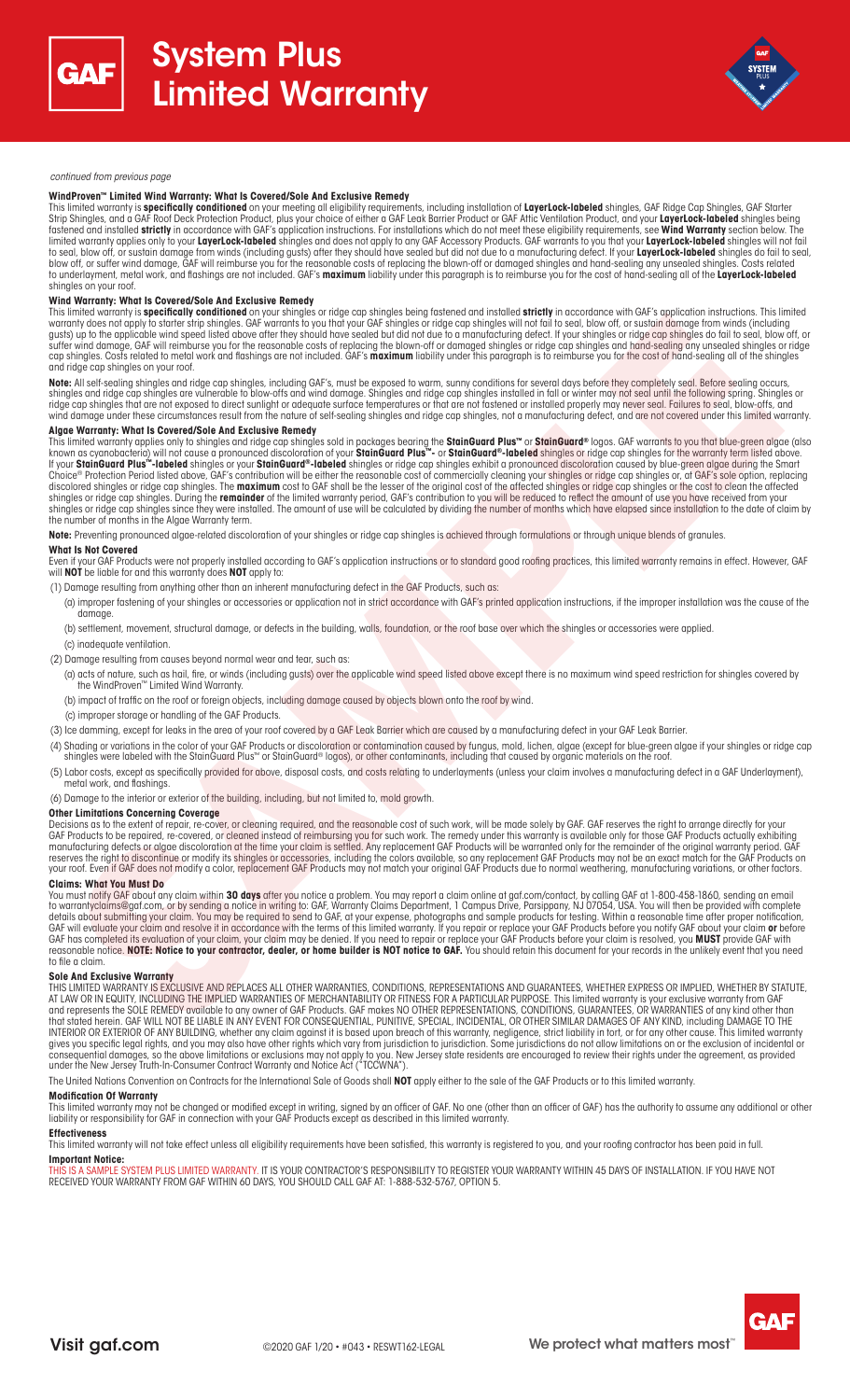# System Plus Limited Warranty

*continued from previous page*

**WindProven™ Limited Wind Warranty: What Is Covered/Sole And Exclusive Remedy**

This limited warranty is **specifically conditioned** on your meeting all eligibility requirements, including installation of **LayerLock-labeled** shingles, GAF Ridge Cap Shingles, GAF Starter Strip Shingles, and a GAF Roof Deck Protection Product, plus your choice of either a GAF Leak Barrier Product or GAF Attic Ventilation Product, and your **LayerLock-labeled** shingles being fastened and installed **strictly** in accordance with GAF's application instructions. For installations which do not meet these eligibility requirements, see **Wind Warranty** section below. The limited warranty applies only to your **LayerLock-labeled** shingles and does not apply to any GAF Accessory Products. GAF warrants to you that your **LayerLock-labeled** shingles will not fail to seal, blow off, or sustain damage from winds (including gusts) after they should have sealed but did not due to a manufacturing defect. If your **LayerLock-labeled** shingles do fail to seal, blow off, or suffer wind damage, GAF will reimburse you for the reasonable costs of replacing the blown-off or damaged shingles and hand-sealing any unsealed shingles. Costs related to underlayment, metal work, and flashings are not included. GAF's **maximum** liability under this paragraph is to reimburse you for the cost of hand-sealing all of the **LayerLock-labeled** shingles on your roof.

**Wind Warranty: What Is Covered/Sole And Exclusive Remedy**

This limited warranty is **specifically conditioned** on your shingles or ridge cap shingles being fastened and installed **strictly** in accordance with GAF's application instructions. This limited warranty does not apply to starter strip shingles. GAF warrants to you that your GAF shingles or ridge cap shingles will not fail to seal, blow off, or sustain damage from winds (including gusts) up to the applicable wind speed listed above after they should have sealed but did not due to a manufacturing defect. If your shingles or ridge cap shingles do fail to seal, blow off, or suffer wind damage, GAF will reimburse you for the reasonable costs of replacing the blown-off or damaged shingles or ridge cap shingles and hand-sealing any unsealed shingles or ridge cap shingles. Costs related to metal work and flashings are not included. GAF's **maximum** liability under this paragraph is to reimburse you for the cost of hand-sealing all of the shingles and ridge cap shingles on your roof.

**Note:** All self-sealing shingles and ridge cap shingles, including GAF's, must be exposed to warm, sunny conditions for several days before they completely seal. Before sealing occurs, shingles and ridge cap shingles are vulnerable to blow-offs and wind damage. Shingles and ridge cap shingles installed in fall or winter may not seal until the following spring. Shingles or ridge cap shingles that are not exposed to direct sunlight or adequate surface temperatures or that are not fastened or installed properly may never seal. Failures to seal, blow-offs, and wind damage under these circumstances result from the nature of self-sealing shingles and ridge cap shingles, not a manufacturing defect, and are not covered under this limited warranty.

**Algae Warranty: What Is Covered/Sole And Exclusive Remedy**

This limited warranty applies only to shingles and ridge cap shingles sold in packages bearing the **StainGuard Plus™** or **StainGuard®** logos. GAF warrants to you that blue-green algae (also known as cyanobacteria) will not cause a pronounced discoloration of your **StainGuard Plus™-** or **StainGuard®-labeled** shingles or ridge cap shingles for the warranty term listed above. If your **StainGuard Plus™-labeled** shingles or your **StainGuard®-labeled** shingles or ridge cap shingles exhibit a pronounced discoloration caused by blue-green algae during the Smart Choice® Protection Period listed above, GAF's contribution will be either the reasonable cost of commercially cleaning your shingles or ridge cap shingles or, at GAF's sole option, replacing discolored shingles or ridge cap shingles. The **maximum** cost to GAF shall be the lesser of the original cost of the affected shingles or ridge cap shingles or the cost to clean the affected shingles or ridge cap shingles. During the **remainder** of the limited warranty period, GAF's contribution to you will be reduced to reflect the amount of use you have received from your shingles or ridge cap shingles since they were installed. The amount of use will be calculated by dividing the number of months which have elapsed since installation to the date of claim by the number of months in the Algae Warranty term.

**Note:** Preventing pronounced algae-related discoloration of your shingles or ridge cap shingles is achieved through formulations or through unique blends of granules.

**What Is Not Covered**

Even if your GAF Products were not properly installed according to GAF's application instructions or to standard good roofing practices, this limited warranty remains in effect. However, GAF will **NOT** be liable for and this warranty does **NOT** apply to:

(1) Damage resulting from anything other than an inherent manufacturing defect in the GAF Products, such as:
- (a) improper fastening of your shingles or accessories or application not in strict accordance with GAF's printed application instructions, if the improper installation was the cause of the damage.
- (b) settlement, movement, structural damage, or defects in the building, walls, foundation, or the roof base over which the shingles or accessories were applied.
- (c) inadequate ventilation.

(2) Damage resulting from causes beyond normal wear and tear, such as:
- (a) acts of nature, such as hail, fire, or winds (including gusts) over the applicable wind speed listed above except there is no maximum wind speed restriction for shingles covered by the WindProven™ Limited Wind Warranty.
- (b) impact of traffic on the roof or foreign objects, including damage caused by objects blown onto the roof by wind.
- (c) improper storage or handling of the GAF Products.

(3) Ice damming, except for leaks in the area of your roof covered by a GAF Leak Barrier which are caused by a manufacturing defect in your GAF Leak Barrier.

(4) Shading or variations in the color of your GAF Products or discoloration or contamination caused by fungus, mold, lichen, algae (except for blue-green algae if your shingles or ridge cap shingles were labeled with the StainGuard Plus™ or StainGuard® logos), or other contaminants, including that caused by organic materials on the roof.

(5) Labor costs, except as specifically provided for above, disposal costs, and costs relating to underlayments (unless your claim involves a manufacturing defect in a GAF Underlayment), metal work, and flashings.

(6) Damage to the interior or exterior of the building, including, but not limited to, mold growth.

**Other Limitations Concerning Coverage**

Decisions as to the extent of repair, re-cover, or cleaning required, and the reasonable cost of such work, will be made solely by GAF. GAF reserves the right to arrange directly for your GAF Products to be repaired, re-covered, or cleaned instead of reimbursing you for such work. The remedy under this warranty is available only for those GAF Products actually exhibiting manufacturing defects or algae discoloration at the time your claim is settled. Any replacement GAF Products will be warranted only for the remainder of the original warranty period. GAF reserves the right to discontinue or modify its shingles or accessories, including the colors available, so any replacement GAF Products may not be an exact match for the GAF Products on your roof. Even if GAF does not modify a color, replacement GAF Products may not match your original GAF Products due to normal weathering, manufacturing variations, or other factors.

**Claims: What You Must Do**

You must notify GAF about any claim within **30 days** after you notice a problem. You may report a claim online at gaf.com/contact, by calling GAF at 1-800-458-1860, sending an email to warrantyclaims@gaf.com, or by sending a notice in writing to: GAF, Warranty Claims Department, 1 Campus Drive, Parsippany, NJ 07054, USA. You will then be provided with complete details about submitting your claim. You may be required to send to GAF, at your expense, photographs and sample products for testing. Within a reasonable time after proper notification, GAF will evaluate your claim and resolve it in accordance with the terms of this limited warranty. If you repair or replace your GAF Products before you notify GAF about your claim **or** before GAF has completed its evaluation of your claim, your claim may be denied. If you need to repair or replace your GAF Products before your claim is resolved, you **MUST** provide GAF with reasonable notice. **NOTE: Notice to your contractor, dealer, or home builder is NOT notice to GAF.** You should retain this document for your records in the unlikely event that you need to file a claim.

**Sole And Exclusive Warranty**

THIS LIMITED WARRANTY IS EXCLUSIVE AND REPLACES ALL OTHER WARRANTIES, CONDITIONS, REPRESENTATIONS AND GUARANTEES, WHETHER EXPRESS OR IMPLIED, WHETHER BY STATUTE, AT LAW OR IN EQUITY, INCLUDING THE IMPLIED WARRANTIES OF MERCHANTABILITY OR FITNESS FOR A PARTICULAR PURPOSE. This limited warranty is your exclusive warranty from GAF and represents the SOLE REMEDY available to any owner of GAF Products. GAF makes NO OTHER REPRESENTATIONS, CONDITIONS, GUARANTEES, OR WARRANTIES of any kind other than that stated herein. GAF WILL NOT BE LIABLE IN ANY EVENT FOR CONSEQUENTIAL, PUNITIVE, SPECIAL, INCIDENTAL, OR OTHER SIMILAR DAMAGES OF ANY KIND, including DAMAGE TO THE INTERIOR OR EXTERIOR OF ANY BUILDING, whether any claim against it is based upon breach of this warranty, negligence, strict liability in tort, or for any other cause. This limited warranty gives you specific legal rights, and you may also have other rights which vary from jurisdiction to jurisdiction. Some jurisdictions do not allow limitations on or the exclusion of incidental or consequential damages, so the above limitations or exclusions may not apply to you. New Jersey state residents are encouraged to review their rights under the agreement, as provided under the New Jersey Truth-In-Consumer Contract Warranty and Notice Act ("TCCWNA").

The United Nations Convention on Contracts for the International Sale of Goods shall **NOT** apply either to the sale of the GAF Products or to this limited warranty.

**Modification Of Warranty**

This limited warranty may not be changed or modified except in writing, signed by an officer of GAF. No one (other than an officer of GAF) has the authority to assume any additional or other liability or responsibility for GAF in connection with your GAF Products except as described in this limited warranty.

**Effectiveness**

This limited warranty will not take effect unless all eligibility requirements have been satisfied, this warranty is registered to you, and your roofing contractor has been paid in full.

**Important Notice:**

THIS IS A SAMPLE SYSTEM PLUS LIMITED WARRANTY. IT IS YOUR CONTRACTOR'S RESPONSIBILITY TO REGISTER YOUR WARRANTY WITHIN 45 DAYS OF INSTALLATION. IF YOU HAVE NOT RECEIVED YOUR WARRANTY FROM GAF WITHIN 60 DAYS, YOU SHOULD CALL GAF AT: 1-888-532-5767, OPTION 5.

Visit gaf.com ©2020 GAF 1/20 • #043 • RESWT162-LEGAL We protect what matters most™